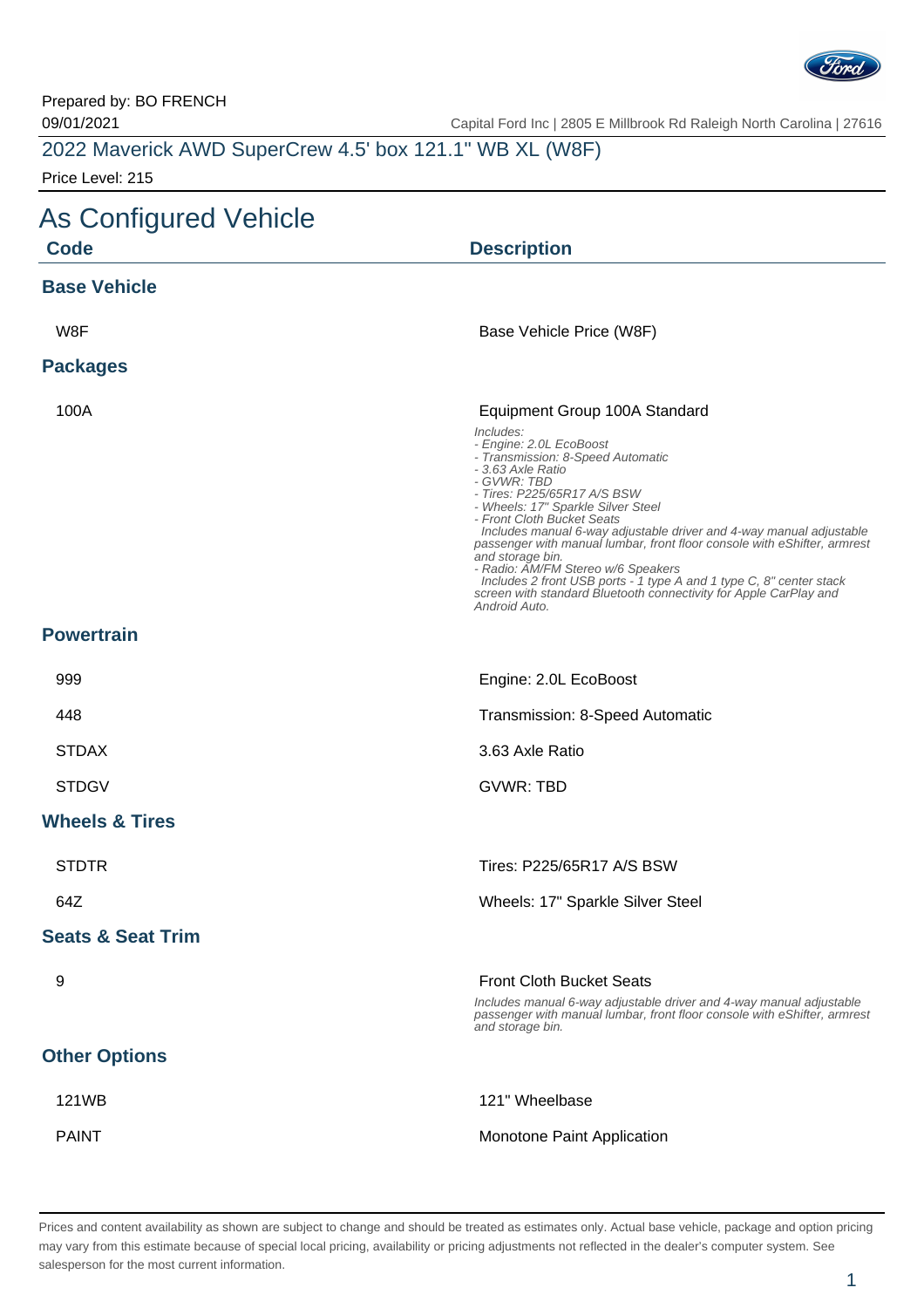Prepared by: BO FRENCH
09/01/2021

Capital Ford Inc | 2805 E Millbrook Rd Raleigh North Carolina | 27616

## 2022 Maverick AWD SuperCrew 4.5' box 121.1" WB XL (W8F)

Price Level: 215

# As Configured Vehicle

| Code | Description |
|---|---|
| **Base Vehicle** | |
| W8F | Base Vehicle Price (W8F) |
| **Packages** | |
| 100A | Equipment Group 100A Standard<br>*Includes:*<br>*- Engine: 2.0L EcoBoost*<br>*- Transmission: 8-Speed Automatic*<br>*- 3.63 Axle Ratio*<br>*- GVWR: TBD*<br>*- Tires: P225/65R17 A/S BSW*<br>*- Wheels: 17" Sparkle Silver Steel*<br>*- Front Cloth Bucket Seats*<br>*Includes manual 6-way adjustable driver and 4-way manual adjustable passenger with manual lumbar, front floor console with eShifter, armrest and storage bin.*<br>*- Radio: AM/FM Stereo w/6 Speakers*<br>*Includes 2 front USB ports - 1 type A and 1 type C, 8" center stack screen with standard Bluetooth connectivity for Apple CarPlay and Android Auto.* |
| **Powertrain** | |
| 999 | Engine: 2.0L EcoBoost |
| 448 | Transmission: 8-Speed Automatic |
| STDAX | 3.63 Axle Ratio |
| STDGV | GVWR: TBD |
| **Wheels & Tires** | |
| STDTR | Tires: P225/65R17 A/S BSW |
| 64Z | Wheels: 17" Sparkle Silver Steel |
| **Seats & Seat Trim** | |
| 9 | Front Cloth Bucket Seats<br>*Includes manual 6-way adjustable driver and 4-way manual adjustable passenger with manual lumbar, front floor console with eShifter, armrest and storage bin.* |
| **Other Options** | |
| 121WB | 121" Wheelbase |
| PAINT | Monotone Paint Application |

Prices and content availability as shown are subject to change and should be treated as estimates only. Actual base vehicle, package and option pricing may vary from this estimate because of special local pricing, availability or pricing adjustments not reflected in the dealer's computer system. See salesperson for the most current information.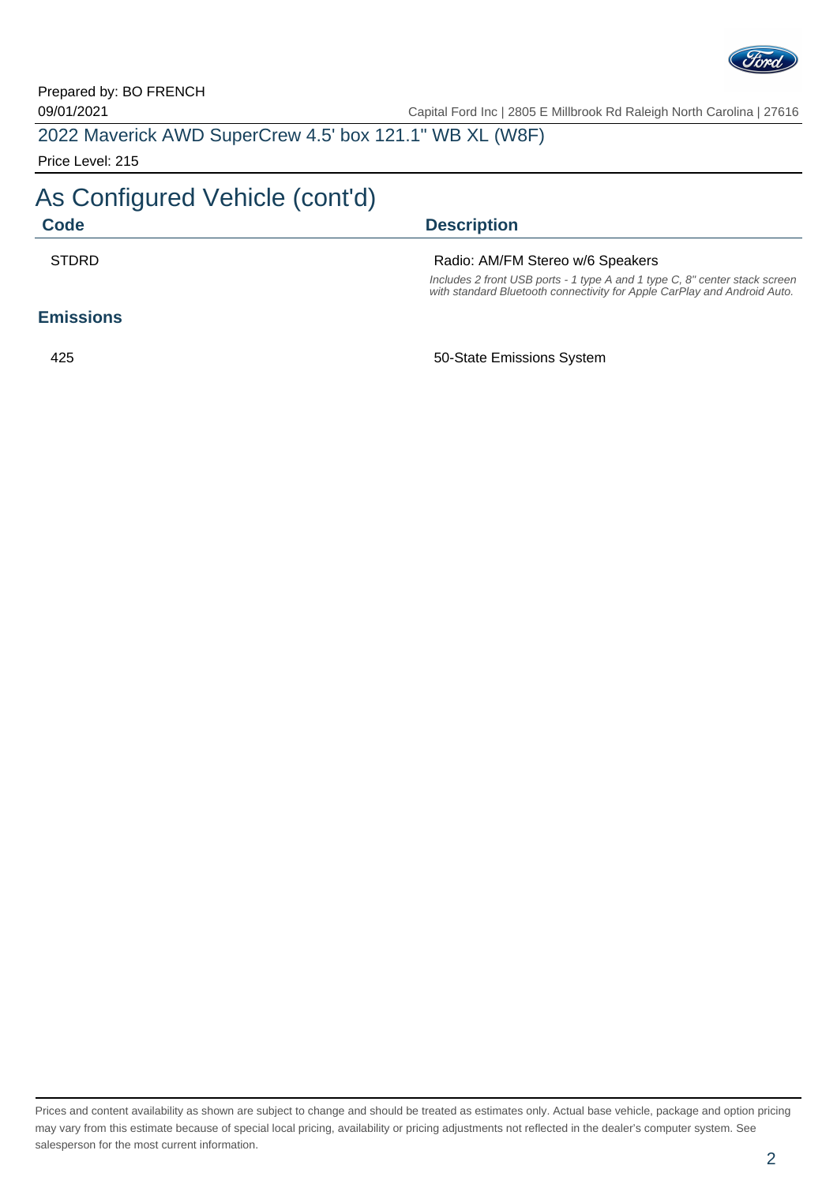Prepared by: BO FRENCH

09/01/2021

Capital Ford Inc | 2805 E Millbrook Rd Raleigh North Carolina | 27616

2022 Maverick AWD SuperCrew 4.5' box 121.1" WB XL (W8F)

Price Level: 215

# As Configured Vehicle (cont'd)

| Code | Description |
|---|---|
| STDRD | Radio: AM/FM Stereo w/6 Speakers<br>*Includes 2 front USB ports - 1 type A and 1 type C, 8" center stack screen with standard Bluetooth connectivity for Apple CarPlay and Android Auto.* |

### Emissions

| Code | Description |
|---|---|
| 425 | 50-State Emissions System |

Prices and content availability as shown are subject to change and should be treated as estimates only. Actual base vehicle, package and option pricing may vary from this estimate because of special local pricing, availability or pricing adjustments not reflected in the dealer's computer system. See salesperson for the most current information.